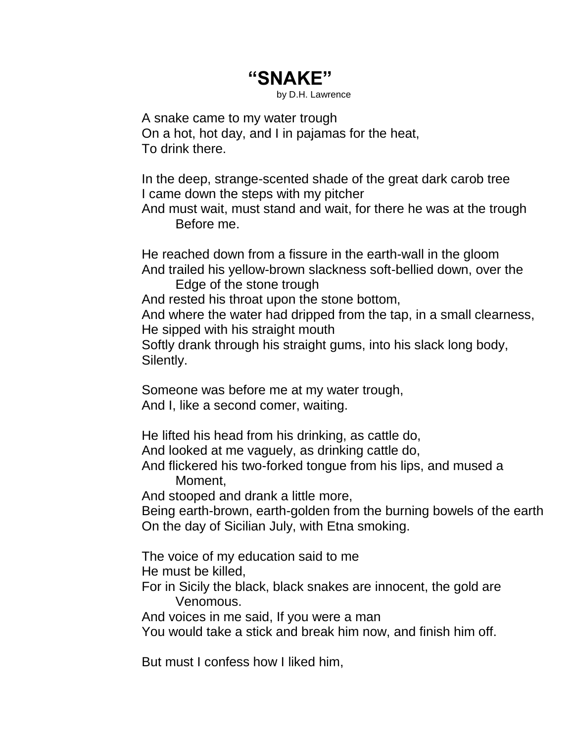# "SNAKE"

by D.H. Lawrence

A snake came to my water trough  
On a hot, hot day, and I in pajamas for the heat,  
To drink there.

In the deep, strange-scented shade of the great dark carob tree  
I came down the steps with my pitcher  
And must wait, must stand and wait, for there he was at the trough  
Before me.

He reached down from a fissure in the earth-wall in the gloom  
And trailed his yellow-brown slackness soft-bellied down, over the  
Edge of the stone trough  
And rested his throat upon the stone bottom,  
And where the water had dripped from the tap, in a small clearness,  
He sipped with his straight mouth  
Softly drank through his straight gums, into his slack long body,  
Silently.

Someone was before me at my water trough,  
And I, like a second comer, waiting.

He lifted his head from his drinking, as cattle do,  
And looked at me vaguely, as drinking cattle do,  
And flickered his two-forked tongue from his lips, and mused a  
Moment,  
And stooped and drank a little more,  
Being earth-brown, earth-golden from the burning bowels of the earth  
On the day of Sicilian July, with Etna smoking.

The voice of my education said to me  
He must be killed,  
For in Sicily the black, black snakes are innocent, the gold are  
Venomous.  
And voices in me said, If you were a man  
You would take a stick and break him now, and finish him off.

But must I confess how I liked him,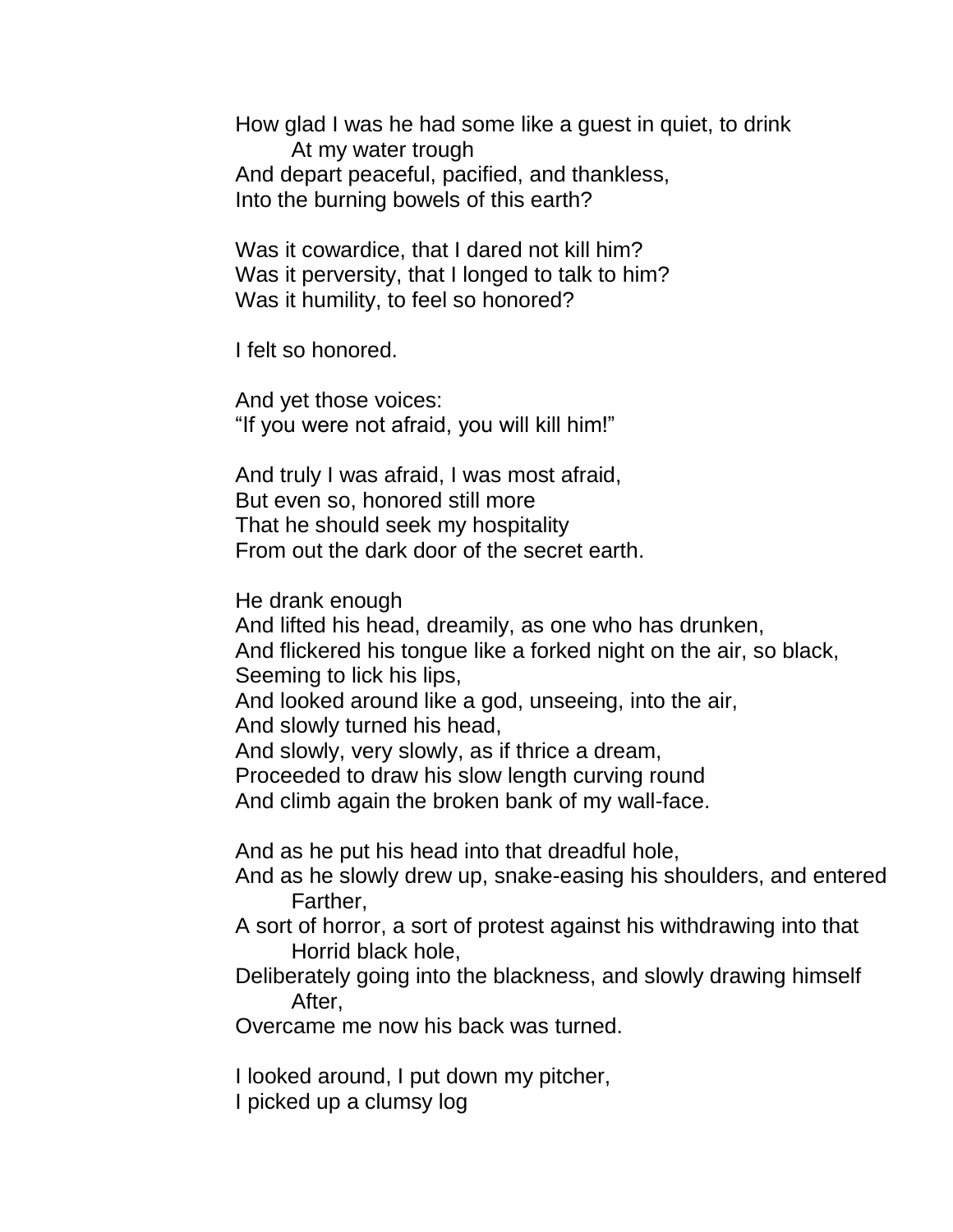How glad I was he had some like a guest in quiet, to drink  
    At my water trough  
And depart peaceful, pacified, and thankless,  
Into the burning bowels of this earth?

Was it cowardice, that I dared not kill him?  
Was it perversity, that I longed to talk to him?  
Was it humility, to feel so honored?

I felt so honored.

And yet those voices:  
"If you were not afraid, you will kill him!"

And truly I was afraid, I was most afraid,  
But even so, honored still more  
That he should seek my hospitality  
From out the dark door of the secret earth.

He drank enough  
And lifted his head, dreamily, as one who has drunken,  
And flickered his tongue like a forked night on the air, so black,  
Seeming to lick his lips,  
And looked around like a god, unseeing, into the air,  
And slowly turned his head,  
And slowly, very slowly, as if thrice a dream,  
Proceeded to draw his slow length curving round  
And climb again the broken bank of my wall-face.

And as he put his head into that dreadful hole,  
And as he slowly drew up, snake-easing his shoulders, and entered  
    Farther,  
A sort of horror, a sort of protest against his withdrawing into that  
    Horrid black hole,  
Deliberately going into the blackness, and slowly drawing himself  
    After,  
Overcame me now his back was turned.

I looked around, I put down my pitcher,  
I picked up a clumsy log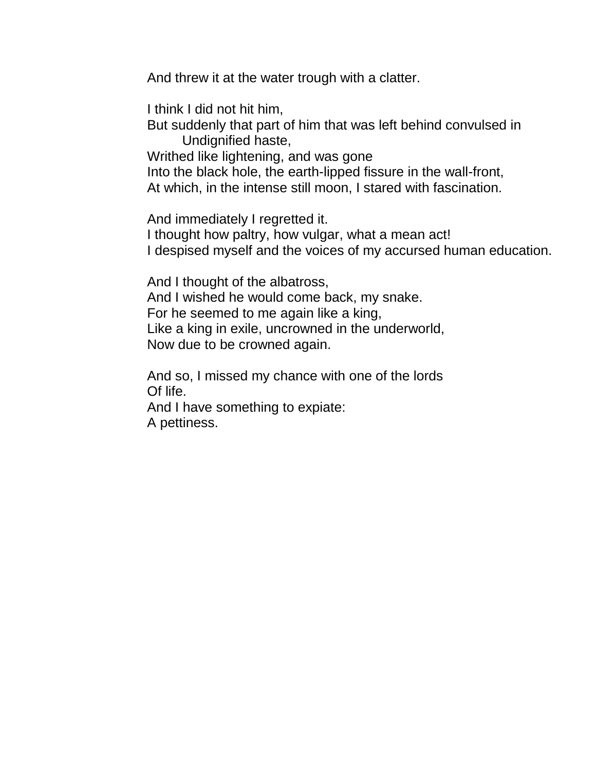And threw it at the water trough with a clatter.

I think I did not hit him,  
But suddenly that part of him that was left behind convulsed in  
        Undignified haste,  
Writhed like lightening, and was gone  
Into the black hole, the earth-lipped fissure in the wall-front,  
At which, in the intense still moon, I stared with fascination.

And immediately I regretted it.  
I thought how paltry, how vulgar, what a mean act!  
I despised myself and the voices of my accursed human education.

And I thought of the albatross,  
And I wished he would come back, my snake.  
For he seemed to me again like a king,  
Like a king in exile, uncrowned in the underworld,  
Now due to be crowned again.

And so, I missed my chance with one of the lords  
Of life.  
And I have something to expiate:  
A pettiness.